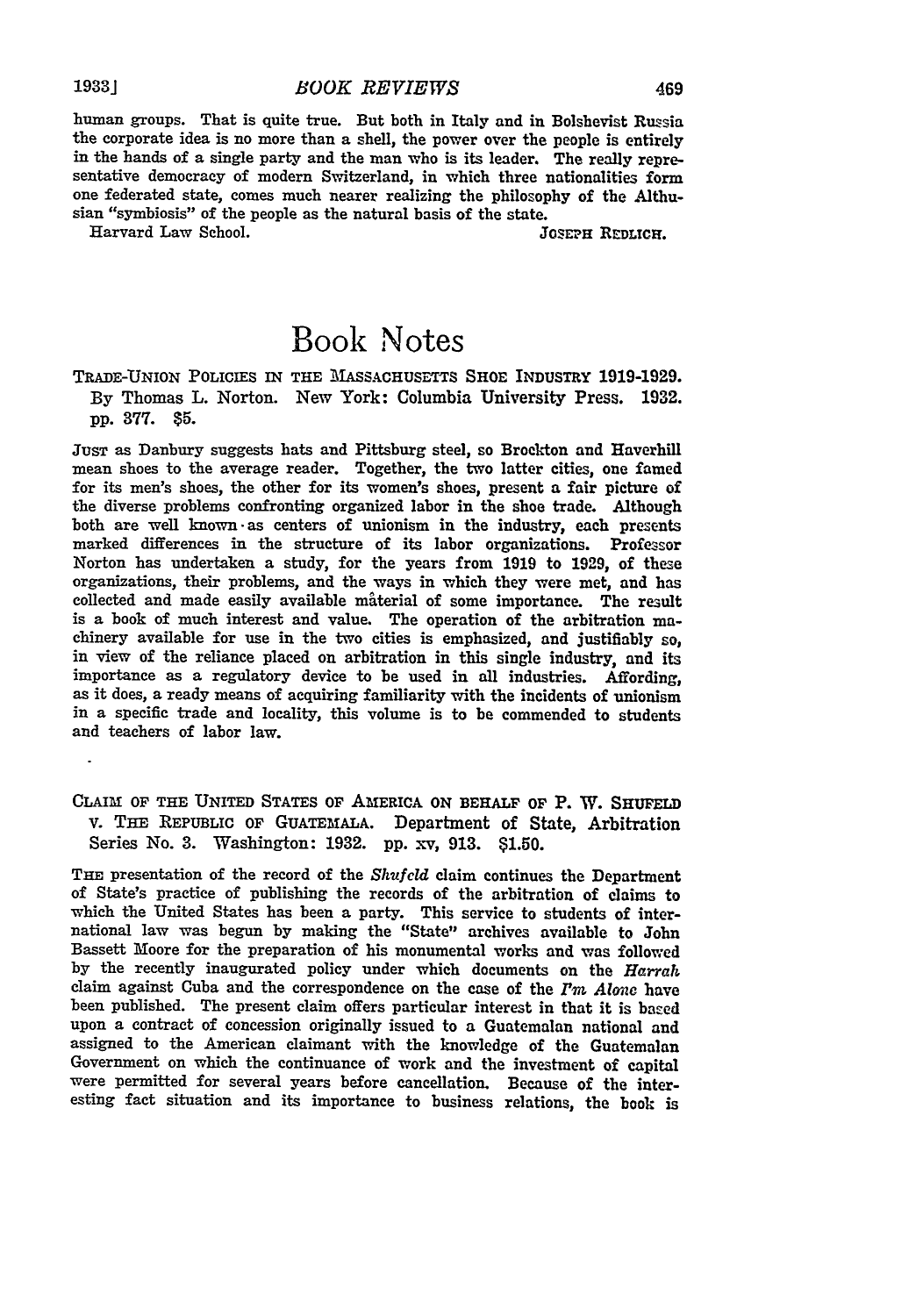human groups. That is quite true. But both in Italy and in Bolshevist Russia the corporate idea is no more than a shell, the power over the people is entirely in the hands of a single party and the man who is its leader. The really representative democracy of modern Switzerland, in which three nationalities form one federated state, comes much nearer realizing the philosophy of the Althusian "symbiosis" of the people as the natural basis of the state.

Harvard Law School. JOSEPH REDLICH.

# Book Notes

TRADE-UNION POLICIES IN THE MASSACHUSETTS SHOE INDUSTRY 1919-1929. By Thomas L. Norton. New York: Columbia University Press. 1932. pp. 377. $5.

JUST as Danbury suggests hats and Pittsburg steel, so Brockton and Haverhill mean shoes to the average reader. Together, the two latter cities, one famed for its men's shoes, the other for its women's shoes, present a fair picture of the diverse problems confronting organized labor in the shoe trade. Although both are well known as centers of unionism in the industry, each presents marked differences in the structure of its labor organizations. Professor Norton has undertaken a study, for the years from 1919 to 1929, of these organizations, their problems, and the ways in which they were met, and has collected and made easily available mâterial of some importance. The result is a book of much interest and value. The operation of the arbitration machinery available for use in the two cities is emphasized, and justifiably so, in view of the reliance placed on arbitration in this single industry, and its importance as a regulatory device to be used in all industries. Affording, as it does, a ready means of acquiring familiarity with the incidents of unionism in a specific trade and locality, this volume is to be commended to students and teachers of labor law.

CLAIM OF THE UNITED STATES OF AMERICA ON BEHALF OF P. W. SHUFELD V. THE REPUBLIC OF GUATEMALA. Department of State, Arbitration Series No. 3. Washington: 1932. pp. xv, 913. $1.50.

THE presentation of the record of the *Shufeld* claim continues the Department of State's practice of publishing the records of the arbitration of claims to which the United States has been a party. This service to students of international law was begun by making the "State" archives available to John Bassett Moore for the preparation of his monumental works and was followed by the recently inaugurated policy under which documents on the *Harrah* claim against Cuba and the correspondence on the case of the *I'm Alone* have been published. The present claim offers particular interest in that it is based upon a contract of concession originally issued to a Guatemalan national and assigned to the American claimant with the knowledge of the Guatemalan Government on which the continuance of work and the investment of capital were permitted for several years before cancellation. Because of the interesting fact situation and its importance to business relations, the book is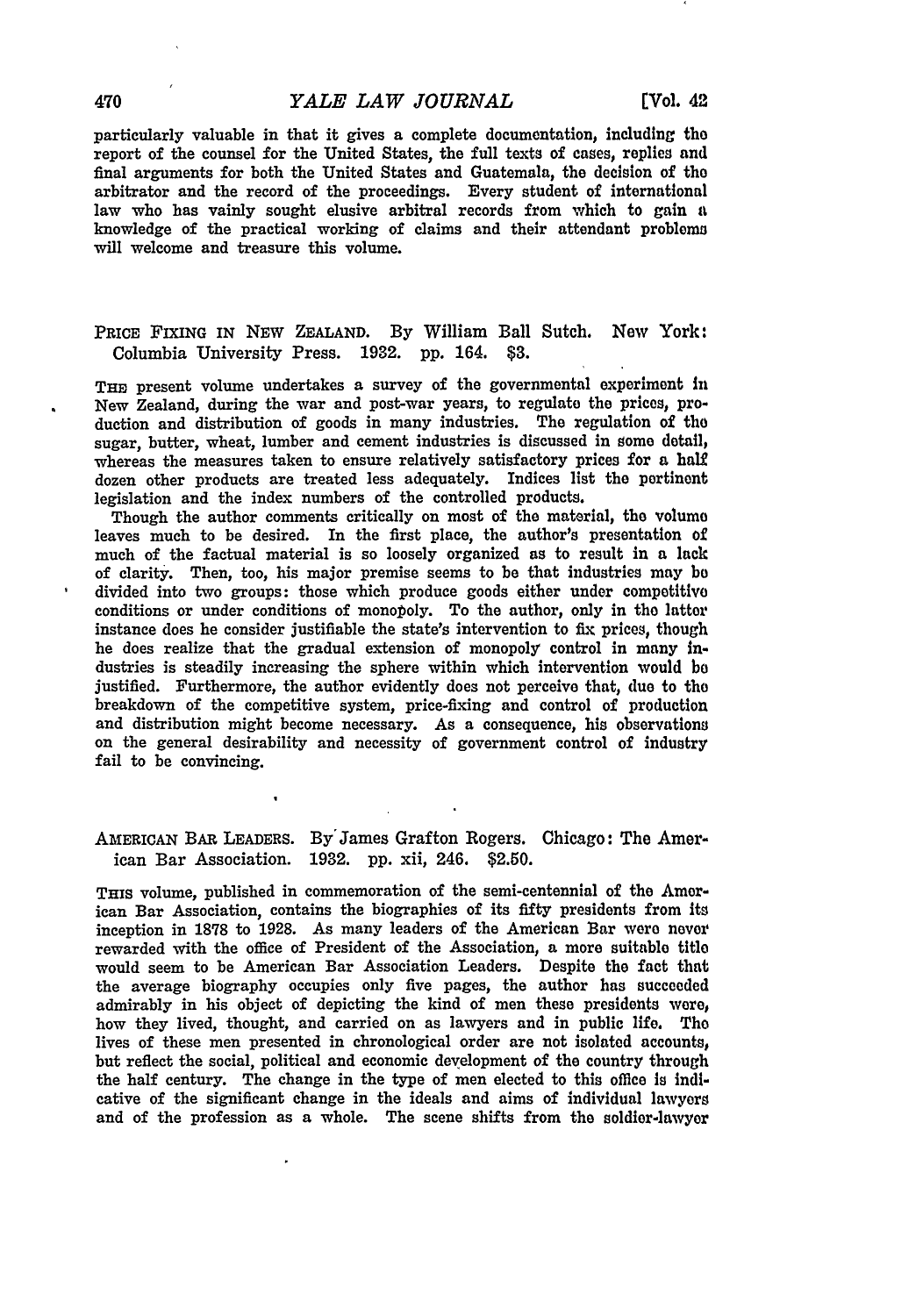particularly valuable in that it gives a complete documentation, including the report of the counsel for the United States, the full texts of cases, replies and final arguments for both the United States and Guatemala, the decision of the arbitrator and the record of the proceedings. Every student of international law who has vainly sought elusive arbitral records from which to gain a knowledge of the practical working of claims and their attendant problems will welcome and treasure this volume.

PRICE FIXING IN NEW ZEALAND. By William Ball Sutch. New York: Columbia University Press. 1932. pp. 164. $3.

THE present volume undertakes a survey of the governmental experiment in New Zealand, during the war and post-war years, to regulate the prices, production and distribution of goods in many industries. The regulation of the sugar, butter, wheat, lumber and cement industries is discussed in some detail, whereas the measures taken to ensure relatively satisfactory prices for a half dozen other products are treated less adequately. Indices list the pertinent legislation and the index numbers of the controlled products.

Though the author comments critically on most of the material, the volume leaves much to be desired. In the first place, the author's presentation of much of the factual material is so loosely organized as to result in a lack of clarity. Then, too, his major premise seems to be that industries may be divided into two groups: those which produce goods either under competitive conditions or under conditions of monopoly. To the author, only in the latter instance does he consider justifiable the state's intervention to fix prices, though he does realize that the gradual extension of monopoly control in many industries is steadily increasing the sphere within which intervention would be justified. Furthermore, the author evidently does not perceive that, due to the breakdown of the competitive system, price-fixing and control of production and distribution might become necessary. As a consequence, his observations on the general desirability and necessity of government control of industry fail to be convincing.

AMERICAN BAR LEADERS. By James Grafton Rogers. Chicago: The American Bar Association. 1932. pp. xii, 246. $2.50.

THIS volume, published in commemoration of the semi-centennial of the American Bar Association, contains the biographies of its fifty presidents from its inception in 1878 to 1928. As many leaders of the American Bar were never rewarded with the office of President of the Association, a more suitable title would seem to be American Bar Association Leaders. Despite the fact that the average biography occupies only five pages, the author has succeeded admirably in his object of depicting the kind of men these presidents were, how they lived, thought, and carried on as lawyers and in public life. The lives of these men presented in chronological order are not isolated accounts, but reflect the social, political and economic development of the country through the half century. The change in the type of men elected to this office is indicative of the significant change in the ideals and aims of individual lawyers and of the profession as a whole. The scene shifts from the soldier-lawyer